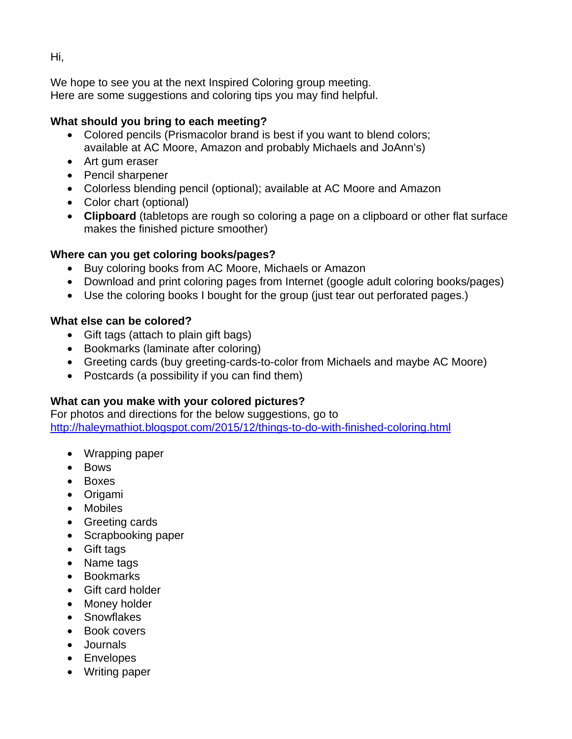Hi,

We hope to see you at the next Inspired Coloring group meeting.
Here are some suggestions and coloring tips you may find helpful.

**What should you bring to each meeting?**

- Colored pencils (Prismacolor brand is best if you want to blend colors; available at AC Moore, Amazon and probably Michaels and JoAnn's)
- Art gum eraser
- Pencil sharpener
- Colorless blending pencil (optional); available at AC Moore and Amazon
- Color chart (optional)
- **Clipboard** (tabletops are rough so coloring a page on a clipboard or other flat surface makes the finished picture smoother)

**Where can you get coloring books/pages?**

- Buy coloring books from AC Moore, Michaels or Amazon
- Download and print coloring pages from Internet (google adult coloring books/pages)
- Use the coloring books I bought for the group (just tear out perforated pages.)

**What else can be colored?**

- Gift tags (attach to plain gift bags)
- Bookmarks (laminate after coloring)
- Greeting cards (buy greeting-cards-to-color from Michaels and maybe AC Moore)
- Postcards (a possibility if you can find them)

**What can you make with your colored pictures?**

For photos and directions for the below suggestions, go to
[http://haleymathiot.blogspot.com/2015/12/things-to-do-with-finished-coloring.html](http://haleymathiot.blogspot.com/2015/12/things-to-do-with-finished-coloring.html)

- Wrapping paper
- Bows
- Boxes
- Origami
- Mobiles
- Greeting cards
- Scrapbooking paper
- Gift tags
- Name tags
- Bookmarks
- Gift card holder
- Money holder
- Snowflakes
- Book covers
- Journals
- Envelopes
- Writing paper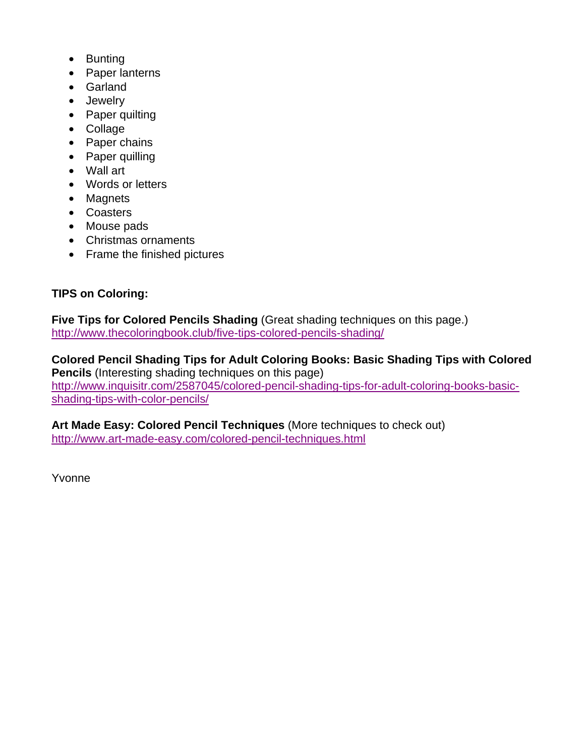- Bunting
- Paper lanterns
- Garland
- Jewelry
- Paper quilting
- Collage
- Paper chains
- Paper quilling
- Wall art
- Words or letters
- Magnets
- Coasters
- Mouse pads
- Christmas ornaments
- Frame the finished pictures

**TIPS on Coloring:**

**Five Tips for Colored Pencils Shading** (Great shading techniques on this page.)
http://www.thecoloringbook.club/five-tips-colored-pencils-shading/

**Colored Pencil Shading Tips for Adult Coloring Books: Basic Shading Tips with Colored Pencils** (Interesting shading techniques on this page)
http://www.inquisitr.com/2587045/colored-pencil-shading-tips-for-adult-coloring-books-basic-shading-tips-with-color-pencils/

**Art Made Easy: Colored Pencil Techniques** (More techniques to check out)
http://www.art-made-easy.com/colored-pencil-techniques.html

Yvonne